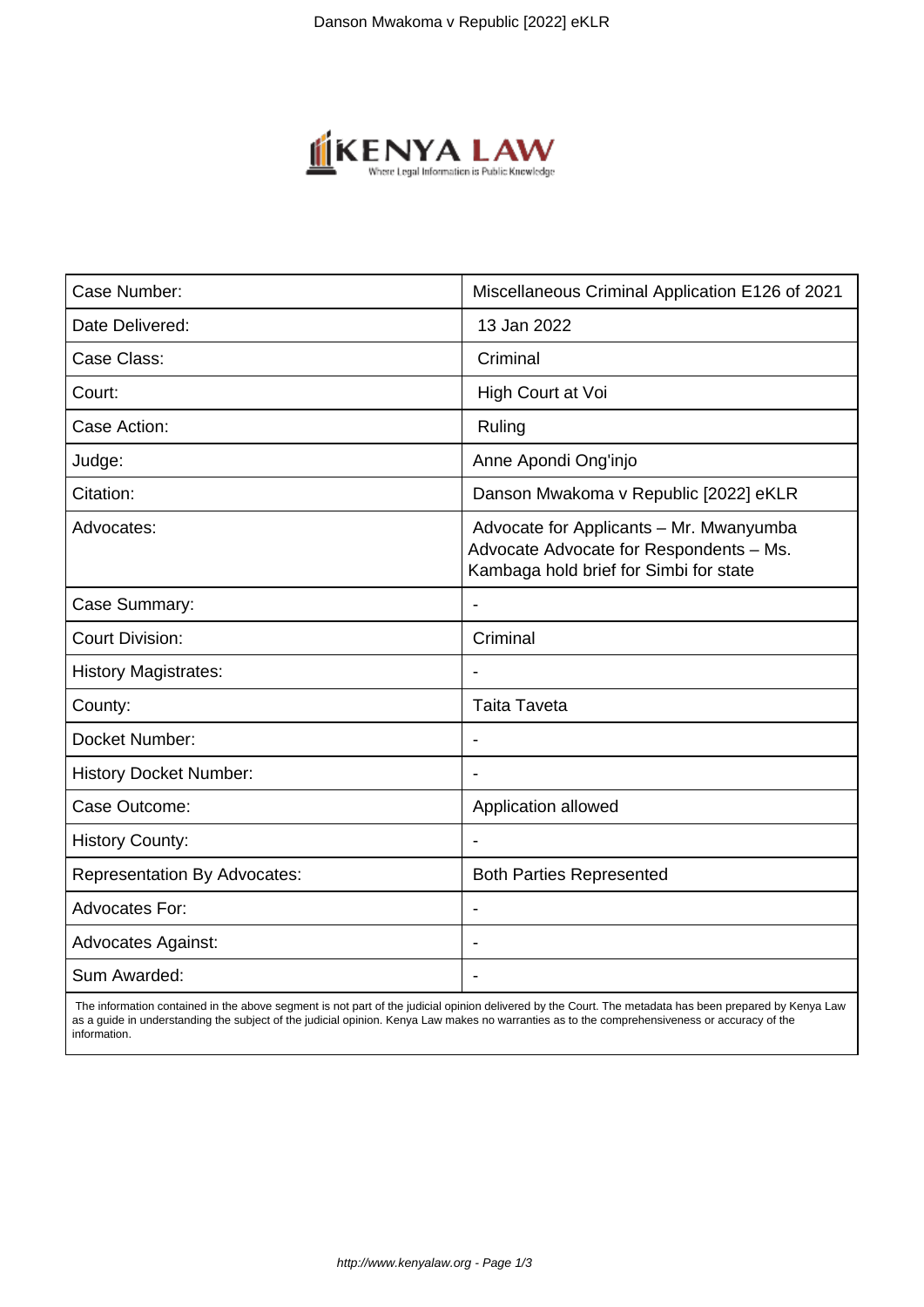| Case Number: | Miscellaneous Criminal Application E126 of 2021 |
|---|---|
| Date Delivered: | 13 Jan 2022 |
| Case Class: | Criminal |
| Court: | High Court at Voi |
| Case Action: | Ruling |
| Judge: | Anne Apondi Ong'injo |
| Citation: | Danson Mwakoma v Republic [2022] eKLR |
| Advocates: | Advocate for Applicants – Mr. Mwanyumba Advocate Advocate for Respondents – Ms. Kambaga hold brief for Simbi for state |
| Case Summary: | - |
| Court Division: | Criminal |
| History Magistrates: | - |
| County: | Taita Taveta |
| Docket Number: | - |
| History Docket Number: | - |
| Case Outcome: | Application allowed |
| History County: | - |
| Representation By Advocates: | Both Parties Represented |
| Advocates For: | - |
| Advocates Against: | - |
| Sum Awarded: | - |

The information contained in the above segment is not part of the judicial opinion delivered by the Court. The metadata has been prepared by Kenya Law as a guide in understanding the subject of the judicial opinion. Kenya Law makes no warranties as to the comprehensiveness or accuracy of the information.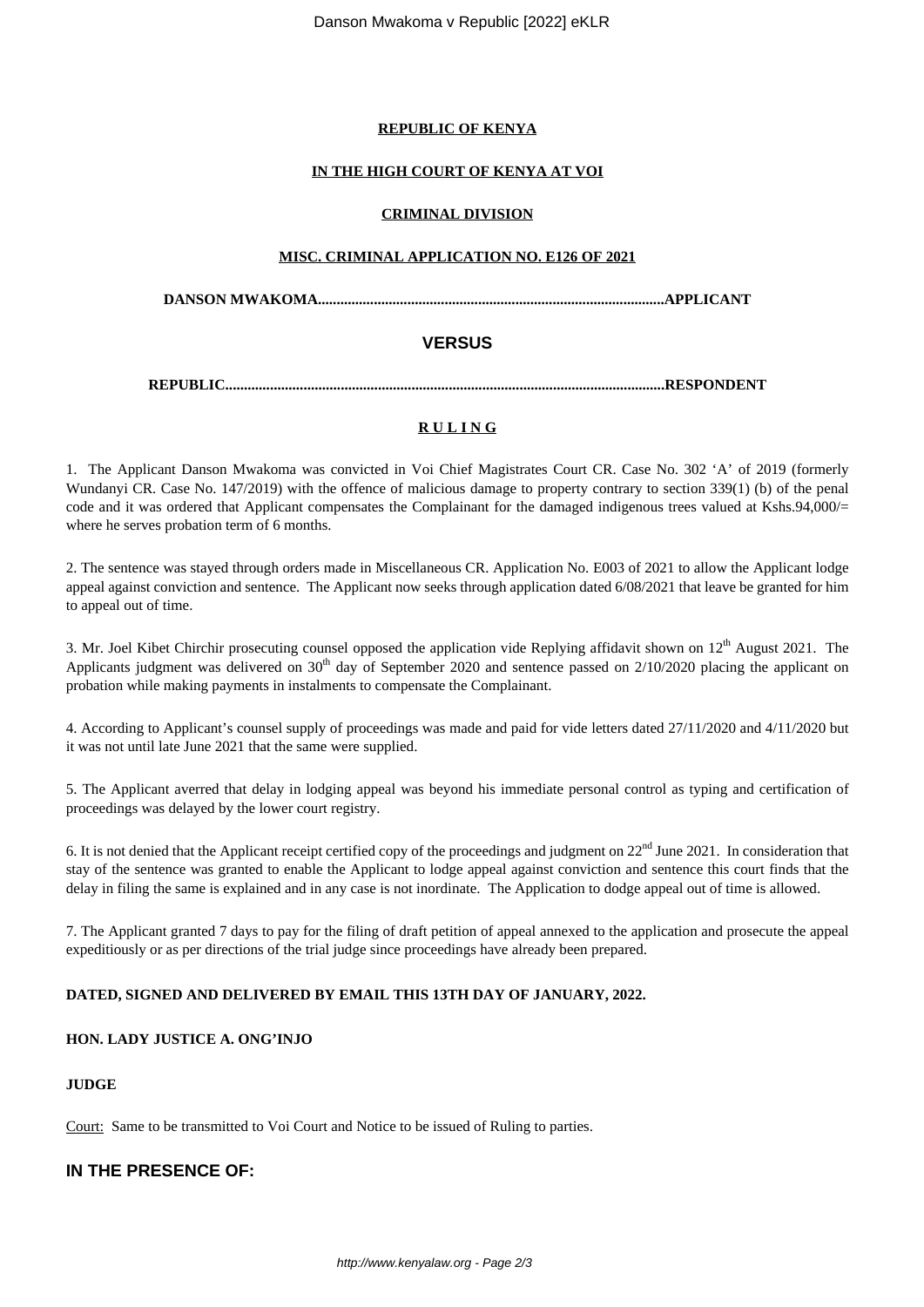**REPUBLIC OF KENYA**

**IN THE HIGH COURT OF KENYA AT VOI**

**CRIMINAL DIVISION**

**MISC. CRIMINAL APPLICATION NO. E126 OF 2021**

**DANSON MWAKOMA.............................................................................................APPLICANT**

**VERSUS**

**REPUBLIC.....................................................................................................................RESPONDENT**

**R U L I N G**

1. The Applicant Danson Mwakoma was convicted in Voi Chief Magistrates Court CR. Case No. 302 'A' of 2019 (formerly Wundanyi CR. Case No. 147/2019) with the offence of malicious damage to property contrary to section 339(1) (b) of the penal code and it was ordered that Applicant compensates the Complainant for the damaged indigenous trees valued at Kshs.94,000/= where he serves probation term of 6 months.

2. The sentence was stayed through orders made in Miscellaneous CR. Application No. E003 of 2021 to allow the Applicant lodge appeal against conviction and sentence. The Applicant now seeks through application dated 6/08/2021 that leave be granted for him to appeal out of time.

3. Mr. Joel Kibet Chirchir prosecuting counsel opposed the application vide Replying affidavit shown on 12th August 2021. The Applicants judgment was delivered on 30th day of September 2020 and sentence passed on 2/10/2020 placing the applicant on probation while making payments in instalments to compensate the Complainant.

4. According to Applicant's counsel supply of proceedings was made and paid for vide letters dated 27/11/2020 and 4/11/2020 but it was not until late June 2021 that the same were supplied.

5. The Applicant averred that delay in lodging appeal was beyond his immediate personal control as typing and certification of proceedings was delayed by the lower court registry.

6. It is not denied that the Applicant receipt certified copy of the proceedings and judgment on 22nd June 2021. In consideration that stay of the sentence was granted to enable the Applicant to lodge appeal against conviction and sentence this court finds that the delay in filing the same is explained and in any case is not inordinate. The Application to dodge appeal out of time is allowed.

7. The Applicant granted 7 days to pay for the filing of draft petition of appeal annexed to the application and prosecute the appeal expeditiously or as per directions of the trial judge since proceedings have already been prepared.

**DATED, SIGNED AND DELIVERED BY EMAIL THIS 13TH DAY OF JANUARY, 2022.**

**HON. LADY JUSTICE A. ONG'INJO**

**JUDGE**

Court: Same to be transmitted to Voi Court and Notice to be issued of Ruling to parties.

## IN THE PRESENCE OF: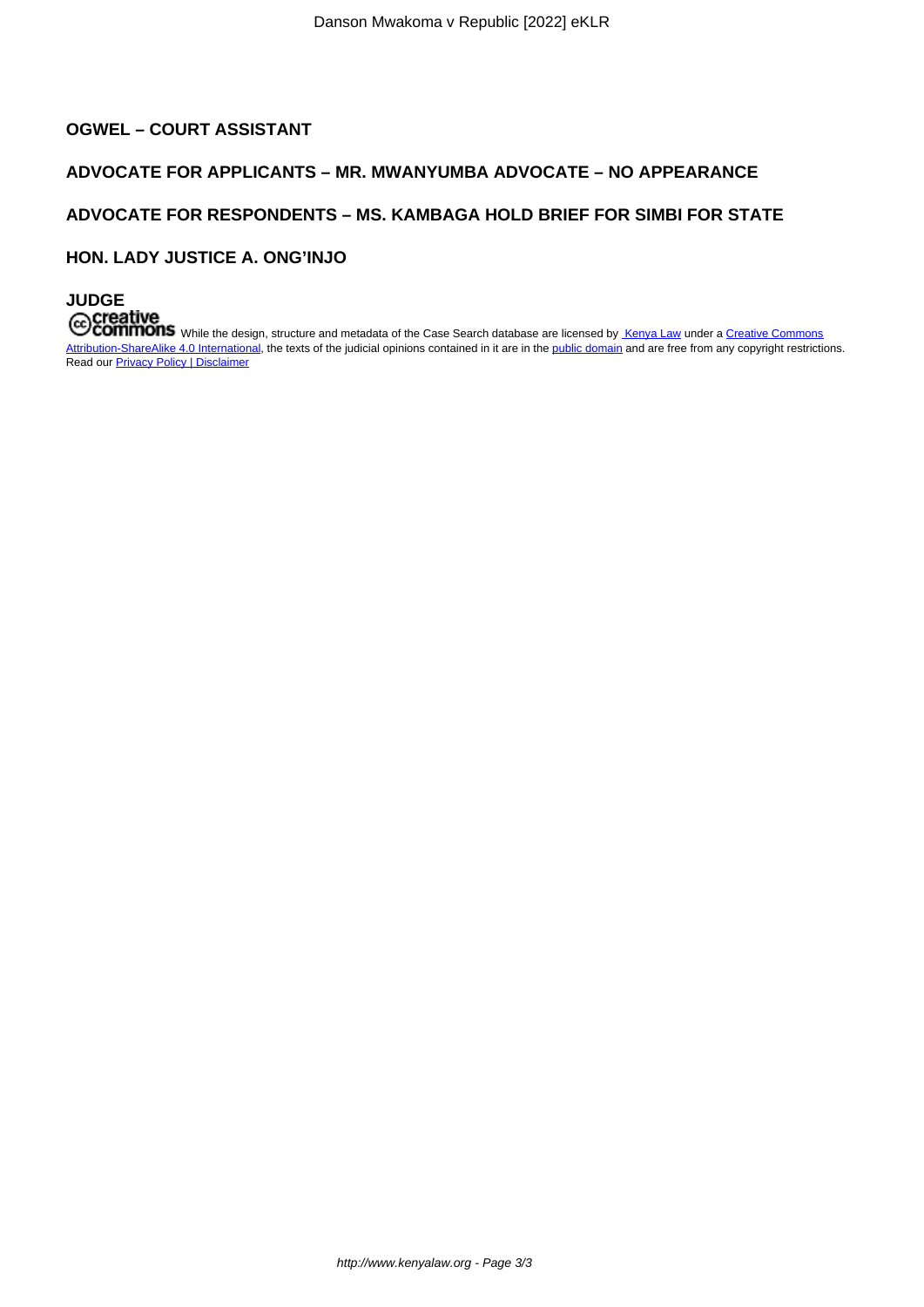**OGWEL – COURT ASSISTANT**

**ADVOCATE FOR APPLICANTS – MR. MWANYUMBA ADVOCATE – NO APPEARANCE**

**ADVOCATE FOR RESPONDENTS – MS. KAMBAGA HOLD BRIEF FOR SIMBI FOR STATE**

**HON. LADY JUSTICE A. ONG'INJO**

**JUDGE**

creative commons While the design, structure and metadata of the Case Search database are licensed by Kenya Law under a Creative Commons Attribution-ShareAlike 4.0 International, the texts of the judicial opinions contained in it are in the public domain and are free from any copyright restrictions. Read our Privacy Policy | Disclaimer